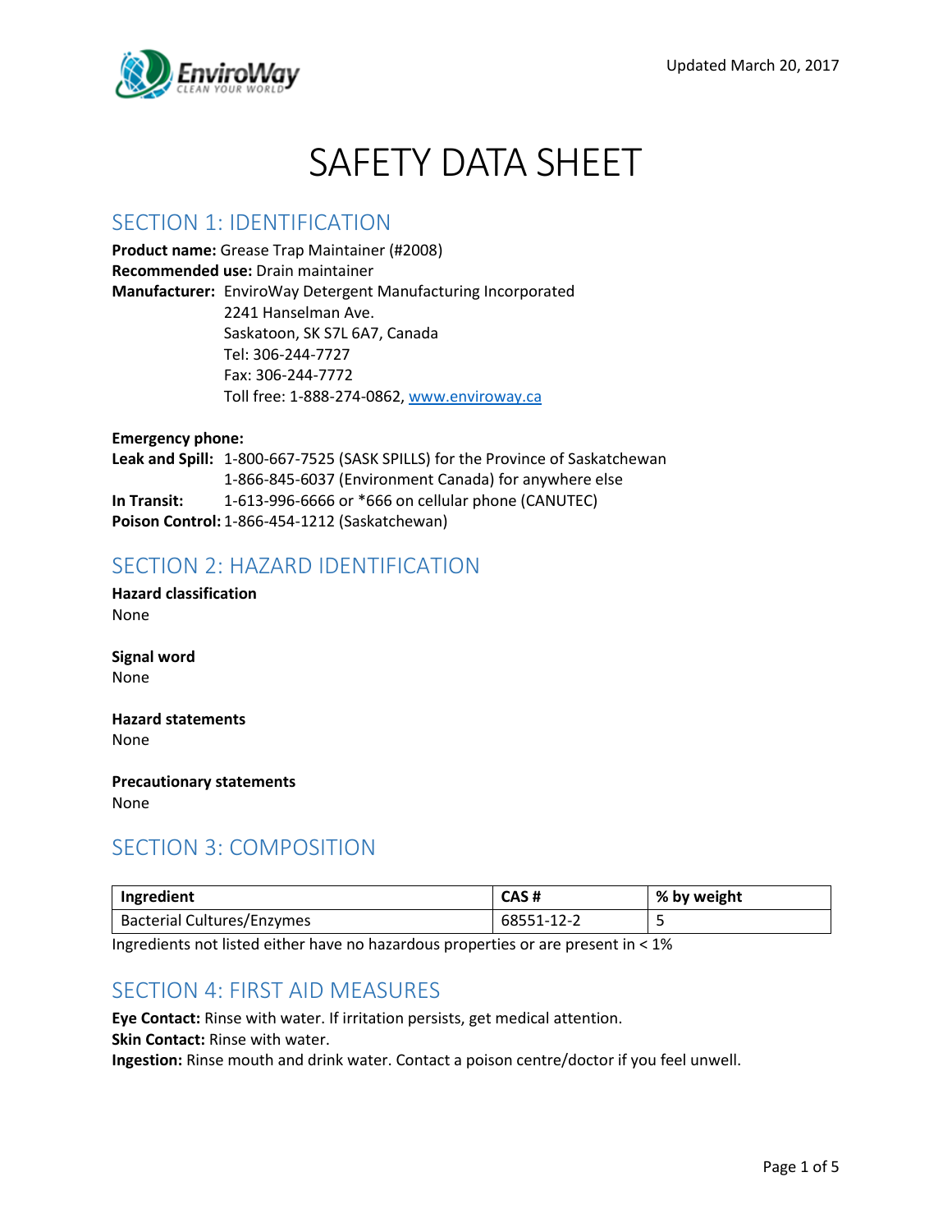Updated March 20, 2017

# SAFETY DATA SHEET

## SECTION 1: IDENTIFICATION

**Product name:** Grease Trap Maintainer (#2008)
**Recommended use:** Drain maintainer
**Manufacturer:** EnviroWay Detergent Manufacturing Incorporated
2241 Hanselman Ave.
Saskatoon, SK S7L 6A7, Canada
Tel: 306-244-7727
Fax: 306-244-7772
Toll free: 1-888-274-0862, www.enviroway.ca

**Emergency phone:**
**Leak and Spill:** 1-800-667-7525 (SASK SPILLS) for the Province of Saskatchewan
1-866-845-6037 (Environment Canada) for anywhere else
**In Transit:** 1-613-996-6666 or *666 on cellular phone (CANUTEC)
**Poison Control:** 1-866-454-1212 (Saskatchewan)

## SECTION 2: HAZARD IDENTIFICATION

**Hazard classification**
None

**Signal word**
None

**Hazard statements**
None

**Precautionary statements**
None

## SECTION 3: COMPOSITION

| Ingredient | CAS # | % by weight |
|---|---|---|
| Bacterial Cultures/Enzymes | 68551-12-2 | 5 |

Ingredients not listed either have no hazardous properties or are present in < 1%

## SECTION 4: FIRST AID MEASURES

**Eye Contact:** Rinse with water. If irritation persists, get medical attention.
**Skin Contact:** Rinse with water.
**Ingestion:** Rinse mouth and drink water. Contact a poison centre/doctor if you feel unwell.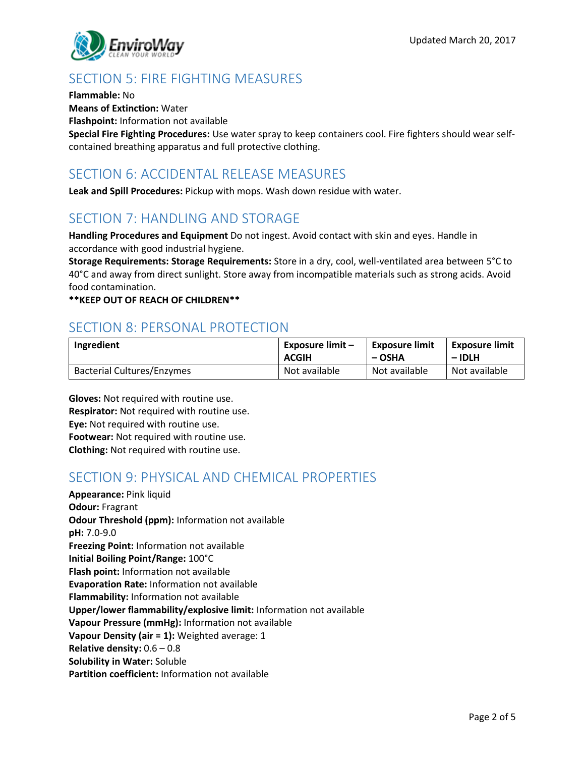## SECTION 5: FIRE FIGHTING MEASURES

**Flammable:** No
**Means of Extinction:** Water
**Flashpoint:** Information not available
**Special Fire Fighting Procedures:** Use water spray to keep containers cool. Fire fighters should wear self-contained breathing apparatus and full protective clothing.

## SECTION 6: ACCIDENTAL RELEASE MEASURES

**Leak and Spill Procedures:** Pickup with mops. Wash down residue with water.

## SECTION 7: HANDLING AND STORAGE

**Handling Procedures and Equipment** Do not ingest. Avoid contact with skin and eyes. Handle in accordance with good industrial hygiene.
**Storage Requirements: Storage Requirements:** Store in a dry, cool, well-ventilated area between 5°C to 40°C and away from direct sunlight. Store away from incompatible materials such as strong acids. Avoid food contamination.
****KEEP OUT OF REACH OF CHILDREN****

## SECTION 8: PERSONAL PROTECTION

| Ingredient | Exposure limit – ACGIH | Exposure limit – OSHA | Exposure limit – IDLH |
|---|---|---|---|
| Bacterial Cultures/Enzymes | Not available | Not available | Not available |

**Gloves:** Not required with routine use.
**Respirator:** Not required with routine use.
**Eye:** Not required with routine use.
**Footwear:** Not required with routine use.
**Clothing:** Not required with routine use.

## SECTION 9: PHYSICAL AND CHEMICAL PROPERTIES

**Appearance:** Pink liquid
**Odour:** Fragrant
**Odour Threshold (ppm):** Information not available
**pH:** 7.0-9.0
**Freezing Point:** Information not available
**Initial Boiling Point/Range:** 100°C
**Flash point:** Information not available
**Evaporation Rate:** Information not available
**Flammability:** Information not available
**Upper/lower flammability/explosive limit:** Information not available
**Vapour Pressure (mmHg):** Information not available
**Vapour Density (air = 1):** Weighted average: 1
**Relative density:** 0.6 – 0.8
**Solubility in Water:** Soluble
**Partition coefficient:** Information not available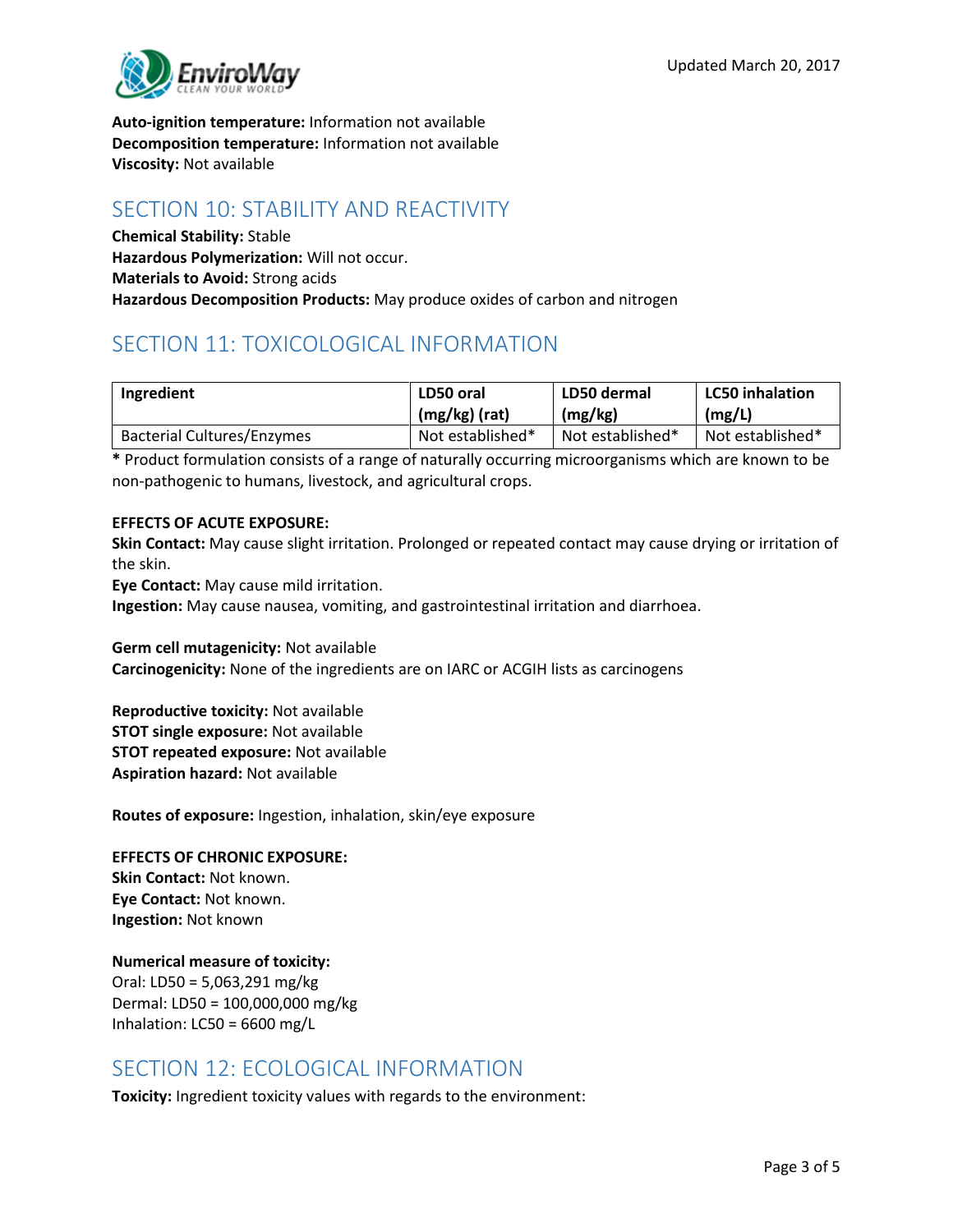**Auto-ignition temperature:** Information not available
**Decomposition temperature:** Information not available
**Viscosity:** Not available

## SECTION 10: STABILITY AND REACTIVITY

**Chemical Stability:** Stable
**Hazardous Polymerization:** Will not occur.
**Materials to Avoid:** Strong acids
**Hazardous Decomposition Products:** May produce oxides of carbon and nitrogen

## SECTION 11: TOXICOLOGICAL INFORMATION

| Ingredient | LD50 oral (mg/kg) (rat) | LD50 dermal (mg/kg) | LC50 inhalation (mg/L) |
|---|---|---|---|
| Bacterial Cultures/Enzymes | Not established* | Not established* | Not established* |

**\*** Product formulation consists of a range of naturally occurring microorganisms which are known to be non-pathogenic to humans, livestock, and agricultural crops.

**EFFECTS OF ACUTE EXPOSURE:**
**Skin Contact:** May cause slight irritation. Prolonged or repeated contact may cause drying or irritation of the skin.
**Eye Contact:** May cause mild irritation.
**Ingestion:** May cause nausea, vomiting, and gastrointestinal irritation and diarrhoea.

**Germ cell mutagenicity:** Not available
**Carcinogenicity:** None of the ingredients are on IARC or ACGIH lists as carcinogens

**Reproductive toxicity:** Not available
**STOT single exposure:** Not available
**STOT repeated exposure:** Not available
**Aspiration hazard:** Not available

**Routes of exposure:** Ingestion, inhalation, skin/eye exposure

**EFFECTS OF CHRONIC EXPOSURE:**
**Skin Contact:** Not known.
**Eye Contact:** Not known.
**Ingestion:** Not known

**Numerical measure of toxicity:**
Oral: LD50 = 5,063,291 mg/kg
Dermal: LD50 = 100,000,000 mg/kg
Inhalation: LC50 = 6600 mg/L

## SECTION 12: ECOLOGICAL INFORMATION

**Toxicity:** Ingredient toxicity values with regards to the environment: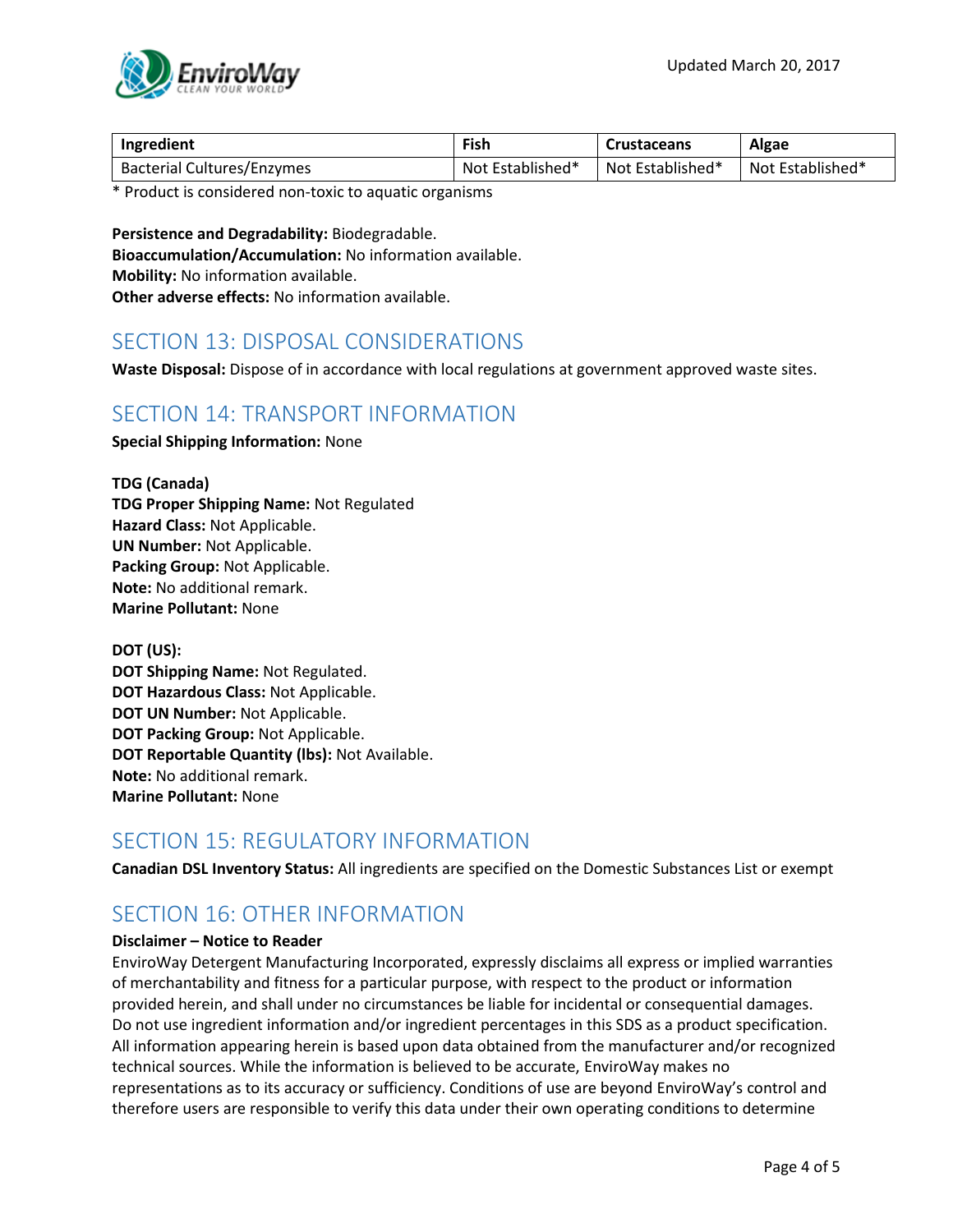| Ingredient | Fish | Crustaceans | Algae |
| --- | --- | --- | --- |
| Bacterial Cultures/Enzymes | Not Established* | Not Established* | Not Established* |

* Product is considered non-toxic to aquatic organisms

**Persistence and Degradability:** Biodegradable.
**Bioaccumulation/Accumulation:** No information available.
**Mobility:** No information available.
**Other adverse effects:** No information available.

## SECTION 13: DISPOSAL CONSIDERATIONS

**Waste Disposal:** Dispose of in accordance with local regulations at government approved waste sites.

## SECTION 14: TRANSPORT INFORMATION

**Special Shipping Information:** None

**TDG (Canada)**
**TDG Proper Shipping Name:** Not Regulated
**Hazard Class:** Not Applicable.
**UN Number:** Not Applicable.
**Packing Group:** Not Applicable.
**Note:** No additional remark.
**Marine Pollutant:** None

**DOT (US):**
**DOT Shipping Name:** Not Regulated.
**DOT Hazardous Class:** Not Applicable.
**DOT UN Number:** Not Applicable.
**DOT Packing Group:** Not Applicable.
**DOT Reportable Quantity (lbs):** Not Available.
**Note:** No additional remark.
**Marine Pollutant:** None

## SECTION 15: REGULATORY INFORMATION

**Canadian DSL Inventory Status:** All ingredients are specified on the Domestic Substances List or exempt

## SECTION 16: OTHER INFORMATION

**Disclaimer – Notice to Reader**
EnviroWay Detergent Manufacturing Incorporated, expressly disclaims all express or implied warranties of merchantability and fitness for a particular purpose, with respect to the product or information provided herein, and shall under no circumstances be liable for incidental or consequential damages. Do not use ingredient information and/or ingredient percentages in this SDS as a product specification. All information appearing herein is based upon data obtained from the manufacturer and/or recognized technical sources. While the information is believed to be accurate, EnviroWay makes no representations as to its accuracy or sufficiency. Conditions of use are beyond EnviroWay's control and therefore users are responsible to verify this data under their own operating conditions to determine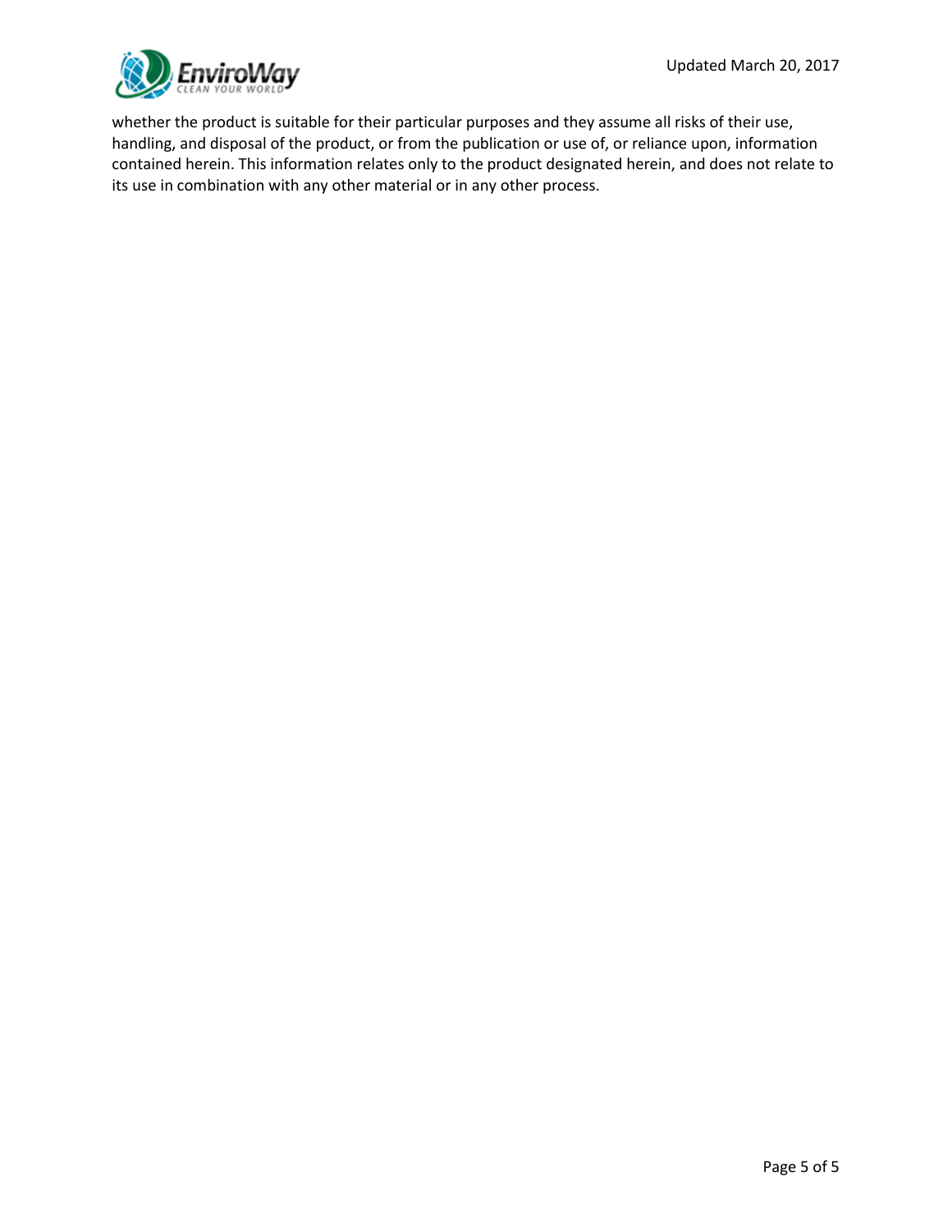whether the product is suitable for their particular purposes and they assume all risks of their use, handling, and disposal of the product, or from the publication or use of, or reliance upon, information contained herein. This information relates only to the product designated herein, and does not relate to its use in combination with any other material or in any other process.